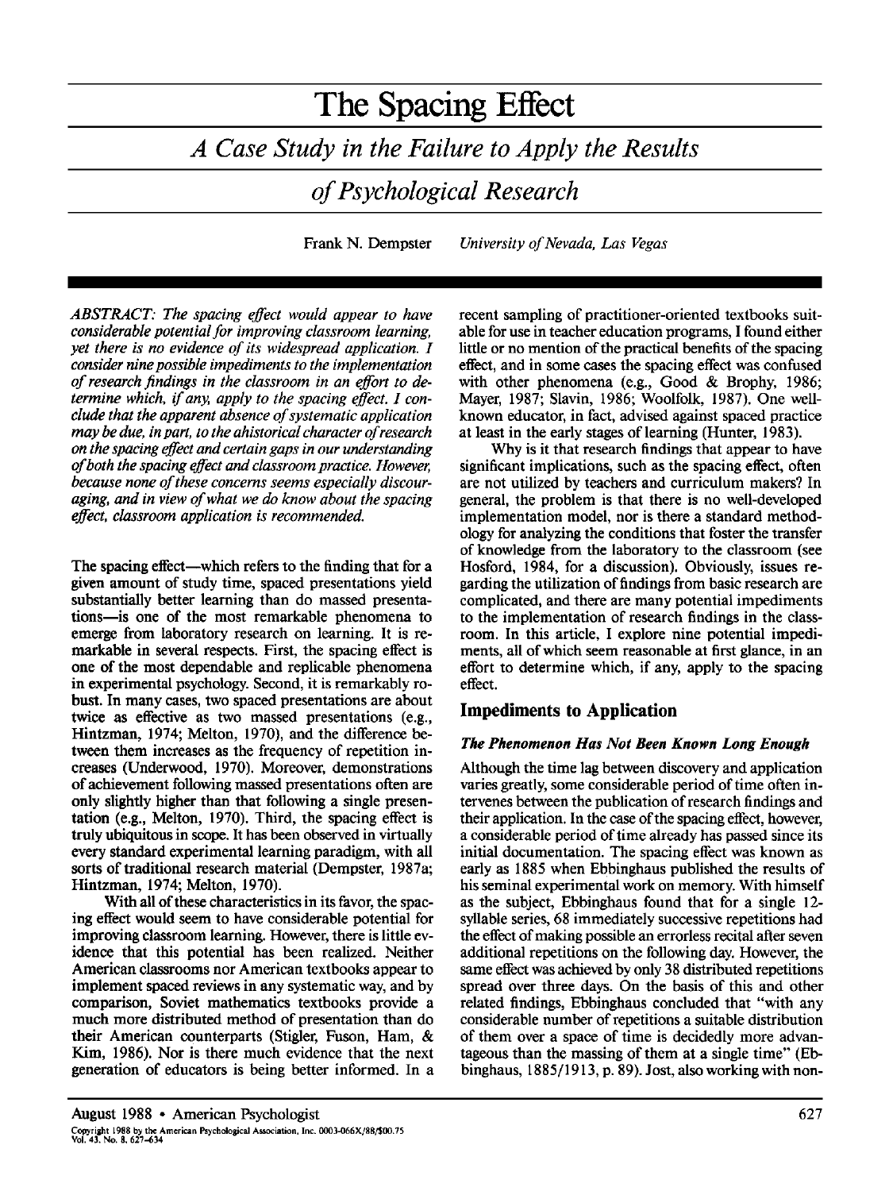# The Spacing Effect

## *A Case Study in the Failure to Apply the Results of Psychological Research*

Frank N. Dempster *University of Nevada, Las Vegas*

*ABSTRACT: The spacing effect would appear to have considerable potential for improving classroom learning, yet there is no evidence of its widespread application. I consider nine possible impediments to the implementation of research findings in the classroom in an effort to determine which, if any, apply to the spacing effect. I conclude that the apparent absence of systematic application may be due, in part, to the ahistorical character of research on the spacing effect and certain gaps in our understanding of both the spacing effect and classroom practice. However, because none of these concerns seems especially discouraging, and in view of what we do know about the spacing effect, classroom application is recommended.*

The spacing effect—which refers to the finding that for a given amount of study time, spaced presentations yield substantially better learning than do massed presentations—is one of the most remarkable phenomena to emerge from laboratory research on learning. It is remarkable in several respects. First, the spacing effect is one of the most dependable and replicable phenomena in experimental psychology. Second, it is remarkably robust. In many cases, two spaced presentations are about twice as effective as two massed presentations (e.g., Hintzman, 1974; Melton, 1970), and the difference between them increases as the frequency of repetition increases (Underwood, 1970). Moreover, demonstrations of achievement following massed presentations often are only slightly higher than that following a single presentation (e.g., Melton, 1970). Third, the spacing effect is truly ubiquitous in scope. It has been observed in virtually every standard experimental learning paradigm, with all sorts of traditional research material (Dempster, 1987a; Hintzman, 1974; Melton, 1970).

With all of these characteristics in its favor, the spacing effect would seem to have considerable potential for improving classroom learning. However, there is little evidence that this potential has been realized. Neither American classrooms nor American textbooks appear to implement spaced reviews in any systematic way, and by comparison, Soviet mathematics textbooks provide a much more distributed method of presentation than do their American counterparts (Stigler, Fuson, Ham, & Kim, 1986). Nor is there much evidence that the next generation of educators is being better informed. In a recent sampling of practitioner-oriented textbooks suitable for use in teacher education programs, I found either little or no mention of the practical benefits of the spacing effect, and in some cases the spacing effect was confused with other phenomena (e.g., Good & Brophy, 1986; Mayer, 1987; Slavin, 1986; Woolfolk, 1987). One well-known educator, in fact, advised against spaced practice at least in the early stages of learning (Hunter, 1983).

Why is it that research findings that appear to have significant implications, such as the spacing effect, often are not utilized by teachers and curriculum makers? In general, the problem is that there is no well-developed implementation model, nor is there a standard methodology for analyzing the conditions that foster the transfer of knowledge from the laboratory to the classroom (see Hosford, 1984, for a discussion). Obviously, issues regarding the utilization of findings from basic research are complicated, and there are many potential impediments to the implementation of research findings in the classroom. In this article, I explore nine potential impediments, all of which seem reasonable at first glance, in an effort to determine which, if any, apply to the spacing effect.

## Impediments to Application

### *The Phenomenon Has Not Been Known Long Enough*

Although the time lag between discovery and application varies greatly, some considerable period of time often intervenes between the publication of research findings and their application. In the case of the spacing effect, however, a considerable period of time already has passed since its initial documentation. The spacing effect was known as early as 1885 when Ebbinghaus published the results of his seminal experimental work on memory. With himself as the subject, Ebbinghaus found that for a single 12-syllable series, 68 immediately successive repetitions had the effect of making possible an errorless recital after seven additional repetitions on the following day. However, the same effect was achieved by only 38 distributed repetitions spread over three days. On the basis of this and other related findings, Ebbinghaus concluded that "with any considerable number of repetitions a suitable distribution of them over a space of time is decidedly more advantageous than the massing of them at a single time" (Ebbinghaus, 1885/1913, p. 89). Jost, also working with non-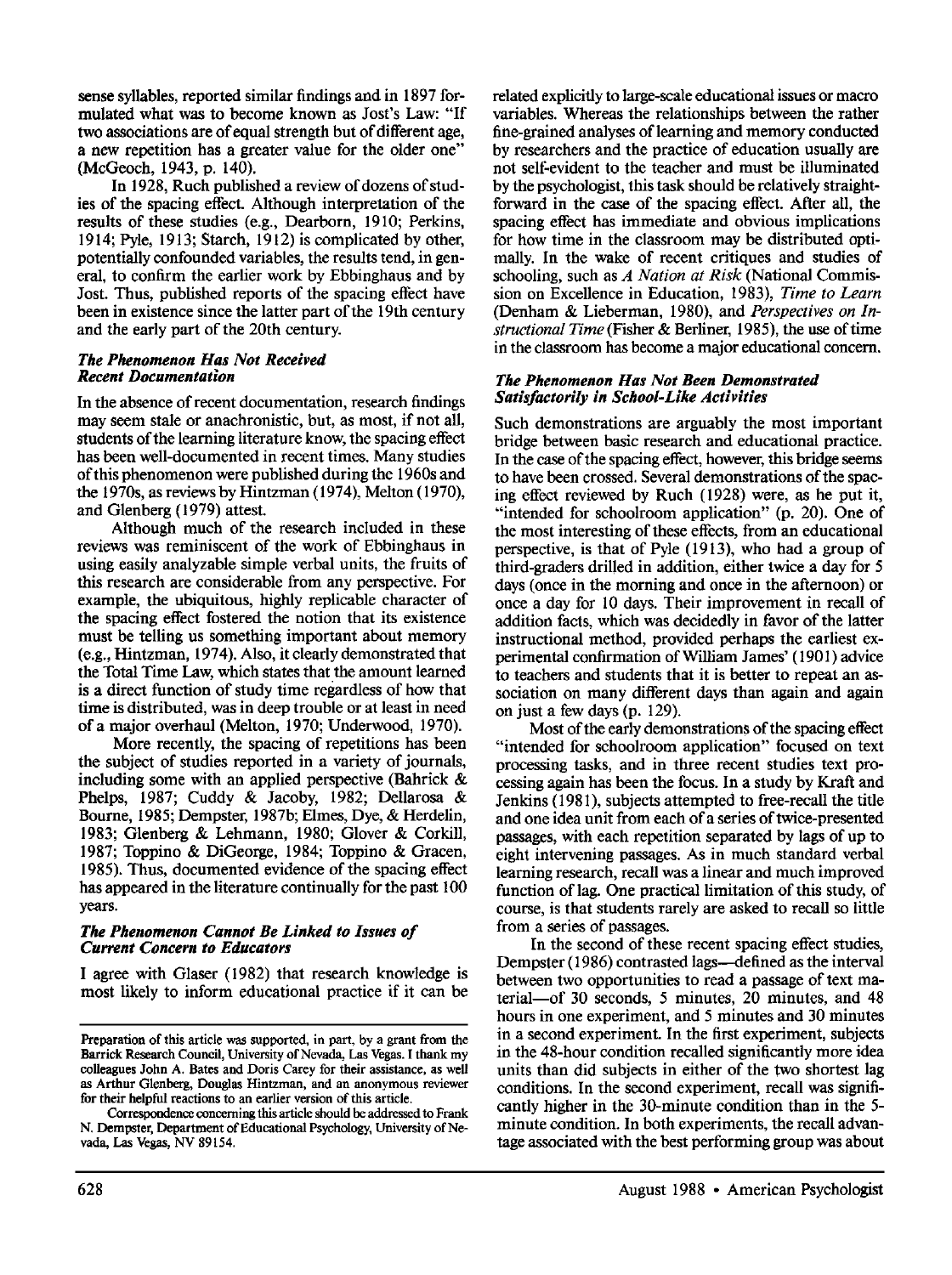sense syllables, reported similar findings and in 1897 formulated what was to become known as Jost's Law: "If two associations are of equal strength but of different age, a new repetition has a greater value for the older one" (McGeoch, 1943, p. 140).

In 1928, Ruch published a review of dozens of studies of the spacing effect. Although interpretation of the results of these studies (e.g., Dearborn, 1910; Perkins, 1914; Pyle, 1913; Starch, 1912) is complicated by other, potentially confounded variables, the results tend, in general, to confirm the earlier work by Ebbinghaus and by Jost. Thus, published reports of the spacing effect have been in existence since the latter part of the 19th century and the early part of the 20th century.

### *The Phenomenon Has Not Received Recent Documentation*

In the absence of recent documentation, research findings may seem stale or anachronistic, but, as most, if not all, students of the learning literature know, the spacing effect has been well-documented in recent times. Many studies of this phenomenon were published during the 1960s and the 1970s, as reviews by Hintzman (1974), Melton (1970), and Glenberg (1979) attest.

Although much of the research included in these reviews was reminiscent of the work of Ebbinghaus in using easily analyzable simple verbal units, the fruits of this research are considerable from any perspective. For example, the ubiquitous, highly replicable character of the spacing effect fostered the notion that its existence must be telling us something important about memory (e.g., Hintzman, 1974). Also, it clearly demonstrated that the Total Time Law, which states that the amount learned is a direct function of study time regardless of how that time is distributed, was in deep trouble or at least in need of a major overhaul (Melton, 1970; Underwood, 1970).

More recently, the spacing of repetitions has been the subject of studies reported in a variety of journals, including some with an applied perspective (Bahrick & Phelps, 1987; Cuddy & Jacoby, 1982; Dellarosa & Bourne, 1985; Dempster, 1987b; Elmes, Dye, & Herdelin, 1983; Glenberg & Lehmann, 1980; Glover & Corkill, 1987; Toppino & DiGeorge, 1984; Toppino & Gracen, 1985). Thus, documented evidence of the spacing effect has appeared in the literature continually for the past 100 years.

### *The Phenomenon Cannot Be Linked to Issues of Current Concern to Educators*

I agree with Glaser (1982) that research knowledge is most likely to inform educational practice if it can be related explicitly to large-scale educational issues or macro variables. Whereas the relationships between the rather fine-grained analyses of learning and memory conducted by researchers and the practice of education usually are not self-evident to the teacher and must be illuminated by the psychologist, this task should be relatively straightforward in the case of the spacing effect. After all, the spacing effect has immediate and obvious implications for how time in the classroom may be distributed optimally. In the wake of recent critiques and studies of schooling, such as *A Nation at Risk* (National Commission on Excellence in Education, 1983), *Time to Learn* (Denham & Lieberman, 1980), and *Perspectives on Instructional Time* (Fisher & Berliner, 1985), the use of time in the classroom has become a major educational concern.

### *The Phenomenon Has Not Been Demonstrated Satisfactorily in School-Like Activities*

Such demonstrations are arguably the most important bridge between basic research and educational practice. In the case of the spacing effect, however, this bridge seems to have been crossed. Several demonstrations of the spacing effect reviewed by Ruch (1928) were, as he put it, "intended for schoolroom application" (p. 20). One of the most interesting of these effects, from an educational perspective, is that of Pyle (1913), who had a group of third-graders drilled in addition, either twice a day for 5 days (once in the morning and once in the afternoon) or once a day for 10 days. Their improvement in recall of addition facts, which was decidedly in favor of the latter instructional method, provided perhaps the earliest experimental confirmation of William James' (1901) advice to teachers and students that it is better to repeat an association on many different days than again and again on just a few days (p. 129).

Most of the early demonstrations of the spacing effect "intended for schoolroom application" focused on text processing tasks, and in three recent studies text processing again has been the focus. In a study by Kraft and Jenkins (1981), subjects attempted to free-recall the title and one idea unit from each of a series of twice-presented passages, with each repetition separated by lags of up to eight intervening passages. As in much standard verbal learning research, recall was a linear and much improved function of lag. One practical limitation of this study, of course, is that students rarely are asked to recall so little from a series of passages.

In the second of these recent spacing effect studies, Dempster (1986) contrasted lags—defined as the interval between two opportunities to read a passage of text material—of 30 seconds, 5 minutes, 20 minutes, and 48 hours in one experiment, and 5 minutes and 30 minutes in a second experiment. In the first experiment, subjects in the 48-hour condition recalled significantly more idea units than did subjects in either of the two shortest lag conditions. In the second experiment, recall was significantly higher in the 30-minute condition than in the 5-minute condition. In both experiments, the recall advantage associated with the best performing group was about

---

Preparation of this article was supported, in part, by a grant from the Barrick Research Council, University of Nevada, Las Vegas. I thank my colleagues John A. Bates and Doris Carey for their assistance, as well as Arthur Glenberg, Douglas Hintzman, and an anonymous reviewer for their helpful reactions to an earlier version of this article.

Correspondence concerning this article should be addressed to Frank N. Dempster, Department of Educational Psychology, University of Nevada, Las Vegas, NV 89154.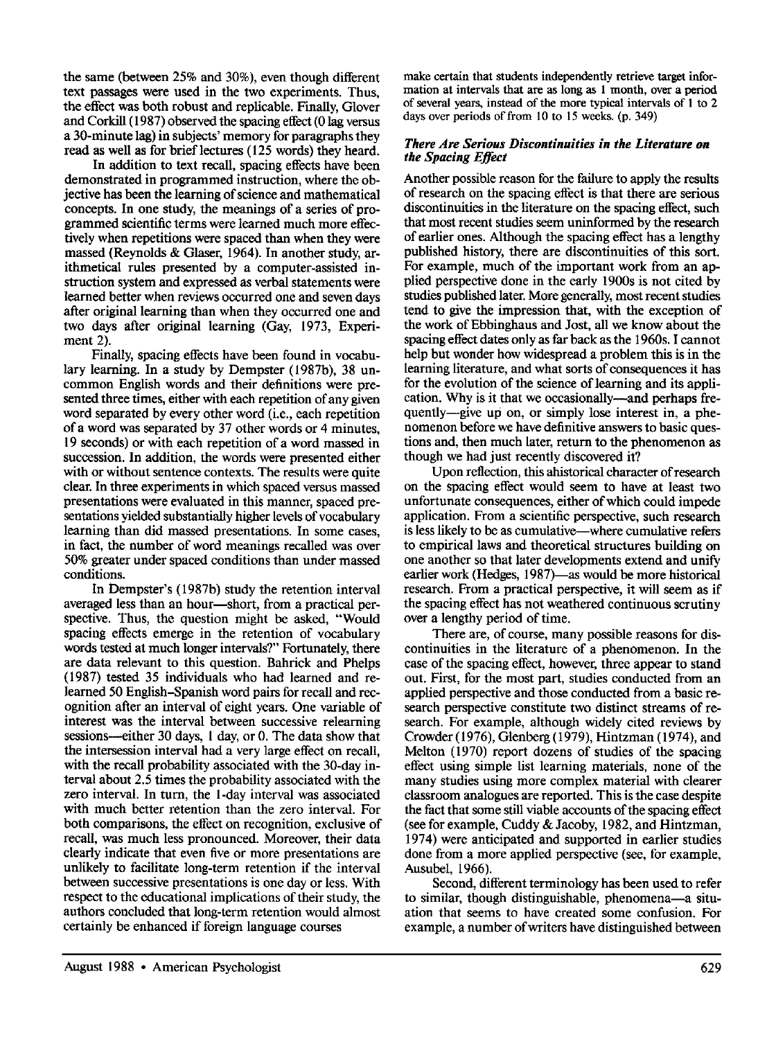the same (between 25% and 30%), even though different text passages were used in the two experiments. Thus, the effect was both robust and replicable. Finally, Glover and Corkill (1987) observed the spacing effect (0 lag versus a 30-minute lag) in subjects' memory for paragraphs they read as well as for brief lectures (125 words) they heard.

In addition to text recall, spacing effects have been demonstrated in programmed instruction, where the objective has been the learning of science and mathematical concepts. In one study, the meanings of a series of programmed scientific terms were learned much more effectively when repetitions were spaced than when they were massed (Reynolds & Glaser, 1964). In another study, arithmetical rules presented by a computer-assisted instruction system and expressed as verbal statements were learned better when reviews occurred one and seven days after original learning than when they occurred one and two days after original learning (Gay, 1973, Experiment 2).

Finally, spacing effects have been found in vocabulary learning. In a study by Dempster (1987b), 38 uncommon English words and their definitions were presented three times, either with each repetition of any given word separated by every other word (i.e., each repetition of a word was separated by 37 other words or 4 minutes, 19 seconds) or with each repetition of a word massed in succession. In addition, the words were presented either with or without sentence contexts. The results were quite clear. In three experiments in which spaced versus massed presentations were evaluated in this manner, spaced presentations yielded substantially higher levels of vocabulary learning than did massed presentations. In some cases, in fact, the number of word meanings recalled was over 50% greater under spaced conditions than under massed conditions.

In Dempster's (1987b) study the retention interval averaged less than an hour—short, from a practical perspective. Thus, the question might be asked, "Would spacing effects emerge in the retention of vocabulary words tested at much longer intervals?" Fortunately, there are data relevant to this question. Bahrick and Phelps (1987) tested 35 individuals who had learned and relearned 50 English–Spanish word pairs for recall and recognition after an interval of eight years. One variable of interest was the interval between successive relearning sessions—either 30 days, 1 day, or 0. The data show that the intersession interval had a very large effect on recall, with the recall probability associated with the 30-day interval about 2.5 times the probability associated with the zero interval. In turn, the 1-day interval was associated with much better retention than the zero interval. For both comparisons, the effect on recognition, exclusive of recall, was much less pronounced. Moreover, their data clearly indicate that even five or more presentations are unlikely to facilitate long-term retention if the interval between successive presentations is one day or less. With respect to the educational implications of their study, the authors concluded that long-term retention would almost certainly be enhanced if foreign language courses

> make certain that students independently retrieve target information at intervals that are as long as 1 month, over a period of several years, instead of the more typical intervals of 1 to 2 days over periods of from 10 to 15 weeks. (p. 349)

### *There Are Serious Discontinuities in the Literature on the Spacing Effect*

Another possible reason for the failure to apply the results of research on the spacing effect is that there are serious discontinuities in the literature on the spacing effect, such that most recent studies seem uninformed by the research of earlier ones. Although the spacing effect has a lengthy published history, there are discontinuities of this sort. For example, much of the important work from an applied perspective done in the early 1900s is not cited by studies published later. More generally, most recent studies tend to give the impression that, with the exception of the work of Ebbinghaus and Jost, all we know about the spacing effect dates only as far back as the 1960s. I cannot help but wonder how widespread a problem this is in the learning literature, and what sorts of consequences it has for the evolution of the science of learning and its application. Why is it that we occasionally—and perhaps frequently—give up on, or simply lose interest in, a phenomenon before we have definitive answers to basic questions and, then much later, return to the phenomenon as though we had just recently discovered it?

Upon reflection, this ahistorical character of research on the spacing effect would seem to have at least two unfortunate consequences, either of which could impede application. From a scientific perspective, such research is less likely to be as cumulative—where cumulative refers to empirical laws and theoretical structures building on one another so that later developments extend and unify earlier work (Hedges, 1987)—as would be more historical research. From a practical perspective, it will seem as if the spacing effect has not weathered continuous scrutiny over a lengthy period of time.

There are, of course, many possible reasons for discontinuities in the literature of a phenomenon. In the case of the spacing effect, however, three appear to stand out. First, for the most part, studies conducted from an applied perspective and those conducted from a basic research perspective constitute two distinct streams of research. For example, although widely cited reviews by Crowder (1976), Glenberg (1979), Hintzman (1974), and Melton (1970) report dozens of studies of the spacing effect using simple list learning materials, none of the many studies using more complex material with clearer classroom analogues are reported. This is the case despite the fact that some still viable accounts of the spacing effect (see for example, Cuddy & Jacoby, 1982, and Hintzman, 1974) were anticipated and supported in earlier studies done from a more applied perspective (see, for example, Ausubel, 1966).

Second, different terminology has been used to refer to similar, though distinguishable, phenomena—a situation that seems to have created some confusion. For example, a number of writers have distinguished between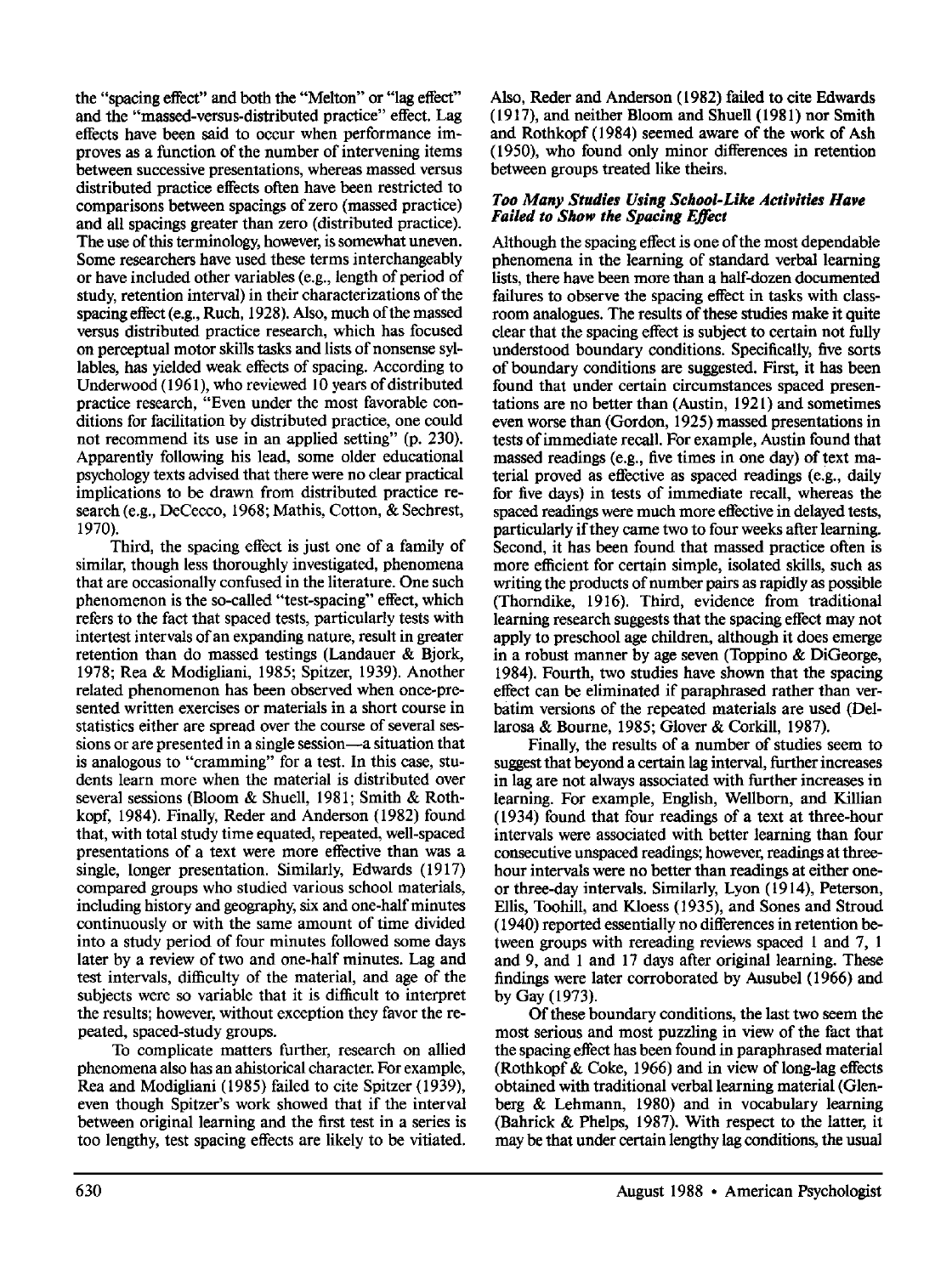the "spacing effect" and both the "Melton" or "lag effect" and the "massed-versus-distributed practice" effect. Lag effects have been said to occur when performance improves as a function of the number of intervening items between successive presentations, whereas massed versus distributed practice effects often have been restricted to comparisons between spacings of zero (massed practice) and all spacings greater than zero (distributed practice). The use of this terminology, however, is somewhat uneven. Some researchers have used these terms interchangeably or have included other variables (e.g., length of period of study, retention interval) in their characterizations of the spacing effect (e.g., Ruch, 1928). Also, much of the massed versus distributed practice research, which has focused on perceptual motor skills tasks and lists of nonsense syllables, has yielded weak effects of spacing. According to Underwood (1961), who reviewed 10 years of distributed practice research, "Even under the most favorable conditions for facilitation by distributed practice, one could not recommend its use in an applied setting" (p. 230). Apparently following his lead, some older educational psychology texts advised that there were no clear practical implications to be drawn from distributed practice research (e.g., DeCecco, 1968; Mathis, Cotton, & Sechrest, 1970).

Third, the spacing effect is just one of a family of similar, though less thoroughly investigated, phenomena that are occasionally confused in the literature. One such phenomenon is the so-called "test-spacing" effect, which refers to the fact that spaced tests, particularly tests with intertest intervals of an expanding nature, result in greater retention than do massed testings (Landauer & Bjork, 1978; Rea & Modigliani, 1985; Spitzer, 1939). Another related phenomenon has been observed when once-presented written exercises or materials in a short course in statistics either are spread over the course of several sessions or are presented in a single session—a situation that is analogous to "cramming" for a test. In this case, students learn more when the material is distributed over several sessions (Bloom & Shuell, 1981; Smith & Rothkopf, 1984). Finally, Reder and Anderson (1982) found that, with total study time equated, repeated, well-spaced presentations of a text were more effective than was a single, longer presentation. Similarly, Edwards (1917) compared groups who studied various school materials, including history and geography, six and one-half minutes continuously or with the same amount of time divided into a study period of four minutes followed some days later by a review of two and one-half minutes. Lag and test intervals, difficulty of the material, and age of the subjects were so variable that it is difficult to interpret the results; however, without exception they favor the repeated, spaced-study groups.

To complicate matters further, research on allied phenomena also has an ahistorical character. For example, Rea and Modigliani (1985) failed to cite Spitzer (1939), even though Spitzer's work showed that if the interval between original learning and the first test in a series is too lengthy, test spacing effects are likely to be vitiated. Also, Reder and Anderson (1982) failed to cite Edwards (1917), and neither Bloom and Shuell (1981) nor Smith and Rothkopf (1984) seemed aware of the work of Ash (1950), who found only minor differences in retention between groups treated like theirs.

### *Too Many Studies Using School-Like Activities Have Failed to Show the Spacing Effect*

Although the spacing effect is one of the most dependable phenomena in the learning of standard verbal learning lists, there have been more than a half-dozen documented failures to observe the spacing effect in tasks with classroom analogues. The results of these studies make it quite clear that the spacing effect is subject to certain not fully understood boundary conditions. Specifically, five sorts of boundary conditions are suggested. First, it has been found that under certain circumstances spaced presentations are no better than (Austin, 1921) and sometimes even worse than (Gordon, 1925) massed presentations in tests of immediate recall. For example, Austin found that massed readings (e.g., five times in one day) of text material proved as effective as spaced readings (e.g., daily for five days) in tests of immediate recall, whereas the spaced readings were much more effective in delayed tests, particularly if they came two to four weeks after learning. Second, it has been found that massed practice often is more efficient for certain simple, isolated skills, such as writing the products of number pairs as rapidly as possible (Thorndike, 1916). Third, evidence from traditional learning research suggests that the spacing effect may not apply to preschool age children, although it does emerge in a robust manner by age seven (Toppino & DiGeorge, 1984). Fourth, two studies have shown that the spacing effect can be eliminated if paraphrased rather than verbatim versions of the repeated materials are used (Dellarosa & Bourne, 1985; Glover & Corkill, 1987).

Finally, the results of a number of studies seem to suggest that beyond a certain lag interval, further increases in lag are not always associated with further increases in learning. For example, English, Wellborn, and Killian (1934) found that four readings of a text at three-hour intervals were associated with better learning than four consecutive unspaced readings; however, readings at three-hour intervals were no better than readings at either one- or three-day intervals. Similarly, Lyon (1914), Peterson, Ellis, Toohill, and Kloess (1935), and Sones and Stroud (1940) reported essentially no differences in retention between groups with rereading reviews spaced 1 and 7, 1 and 9, and 1 and 17 days after original learning. These findings were later corroborated by Ausubel (1966) and by Gay (1973).

Of these boundary conditions, the last two seem the most serious and most puzzling in view of the fact that the spacing effect has been found in paraphrased material (Rothkopf & Coke, 1966) and in view of long-lag effects obtained with traditional verbal learning material (Glenberg & Lehmann, 1980) and in vocabulary learning (Bahrick & Phelps, 1987). With respect to the latter, it may be that under certain lengthy lag conditions, the usual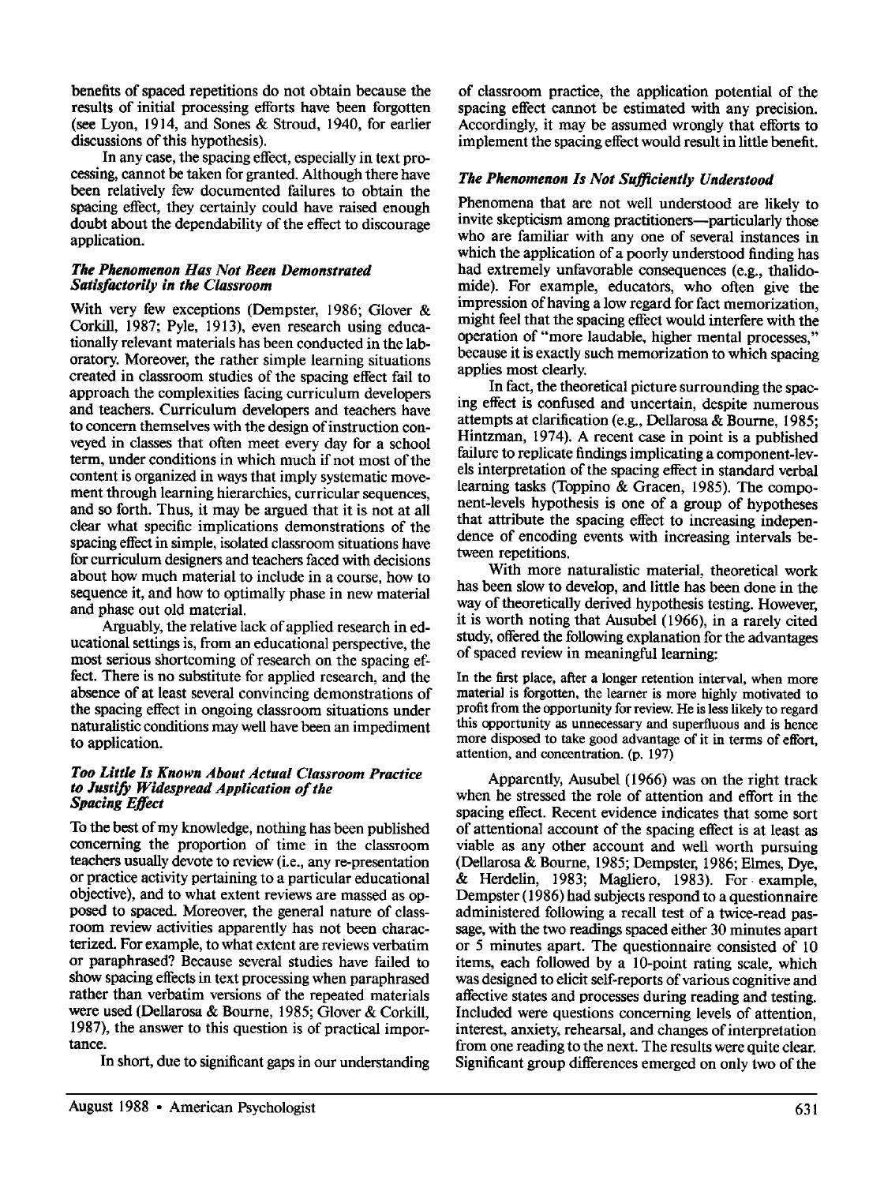benefits of spaced repetitions do not obtain because the results of initial processing efforts have been forgotten (see Lyon, 1914, and Sones & Stroud, 1940, for earlier discussions of this hypothesis).

In any case, the spacing effect, especially in text processing, cannot be taken for granted. Although there have been relatively few documented failures to obtain the spacing effect, they certainly could have raised enough doubt about the dependability of the effect to discourage application.

### *The Phenomenon Has Not Been Demonstrated Satisfactorily in the Classroom*

With very few exceptions (Dempster, 1986; Glover & Corkill, 1987; Pyle, 1913), even research using educationally relevant materials has been conducted in the laboratory. Moreover, the rather simple learning situations created in classroom studies of the spacing effect fail to approach the complexities facing curriculum developers and teachers. Curriculum developers and teachers have to concern themselves with the design of instruction conveyed in classes that often meet every day for a school term, under conditions in which much if not most of the content is organized in ways that imply systematic movement through learning hierarchies, curricular sequences, and so forth. Thus, it may be argued that it is not at all clear what specific implications demonstrations of the spacing effect in simple, isolated classroom situations have for curriculum designers and teachers faced with decisions about how much material to include in a course, how to sequence it, and how to optimally phase in new material and phase out old material.

Arguably, the relative lack of applied research in educational settings is, from an educational perspective, the most serious shortcoming of research on the spacing effect. There is no substitute for applied research, and the absence of at least several convincing demonstrations of the spacing effect in ongoing classroom situations under naturalistic conditions may well have been an impediment to application.

### *Too Little Is Known About Actual Classroom Practice to Justify Widespread Application of the Spacing Effect*

To the best of my knowledge, nothing has been published concerning the proportion of time in the classroom teachers usually devote to review (i.e., any re-presentation or practice activity pertaining to a particular educational objective), and to what extent reviews are massed as opposed to spaced. Moreover, the general nature of classroom review activities apparently has not been characterized. For example, to what extent are reviews verbatim or paraphrased? Because several studies have failed to show spacing effects in text processing when paraphrased rather than verbatim versions of the repeated materials were used (Dellarosa & Bourne, 1985; Glover & Corkill, 1987), the answer to this question is of practical importance.

In short, due to significant gaps in our understanding of classroom practice, the application potential of the spacing effect cannot be estimated with any precision. Accordingly, it may be assumed wrongly that efforts to implement the spacing effect would result in little benefit.

### *The Phenomenon Is Not Sufficiently Understood*

Phenomena that are not well understood are likely to invite skepticism among practitioners—particularly those who are familiar with any one of several instances in which the application of a poorly understood finding has had extremely unfavorable consequences (e.g., thalidomide). For example, educators, who often give the impression of having a low regard for fact memorization, might feel that the spacing effect would interfere with the operation of "more laudable, higher mental processes," because it is exactly such memorization to which spacing applies most clearly.

In fact, the theoretical picture surrounding the spacing effect is confused and uncertain, despite numerous attempts at clarification (e.g., Dellarosa & Bourne, 1985; Hintzman, 1974). A recent case in point is a published failure to replicate findings implicating a component-levels interpretation of the spacing effect in standard verbal learning tasks (Toppino & Gracen, 1985). The component-levels hypothesis is one of a group of hypotheses that attribute the spacing effect to increasing independence of encoding events with increasing intervals between repetitions.

With more naturalistic material, theoretical work has been slow to develop, and little has been done in the way of theoretically derived hypothesis testing. However, it is worth noting that Ausubel (1966), in a rarely cited study, offered the following explanation for the advantages of spaced review in meaningful learning:

> In the first place, after a longer retention interval, when more material is forgotten, the learner is more highly motivated to profit from the opportunity for review. He is less likely to regard this opportunity as unnecessary and superfluous and is hence more disposed to take good advantage of it in terms of effort, attention, and concentration. (p. 197)

Apparently, Ausubel (1966) was on the right track when he stressed the role of attention and effort in the spacing effect. Recent evidence indicates that some sort of attentional account of the spacing effect is at least as viable as any other account and well worth pursuing (Dellarosa & Bourne, 1985; Dempster, 1986; Elmes, Dye, & Herdelin, 1983; Magliero, 1983). For example, Dempster (1986) had subjects respond to a questionnaire administered following a recall test of a twice-read passage, with the two readings spaced either 30 minutes apart or 5 minutes apart. The questionnaire consisted of 10 items, each followed by a 10-point rating scale, which was designed to elicit self-reports of various cognitive and affective states and processes during reading and testing. Included were questions concerning levels of attention, interest, anxiety, rehearsal, and changes of interpretation from one reading to the next. The results were quite clear. Significant group differences emerged on only two of the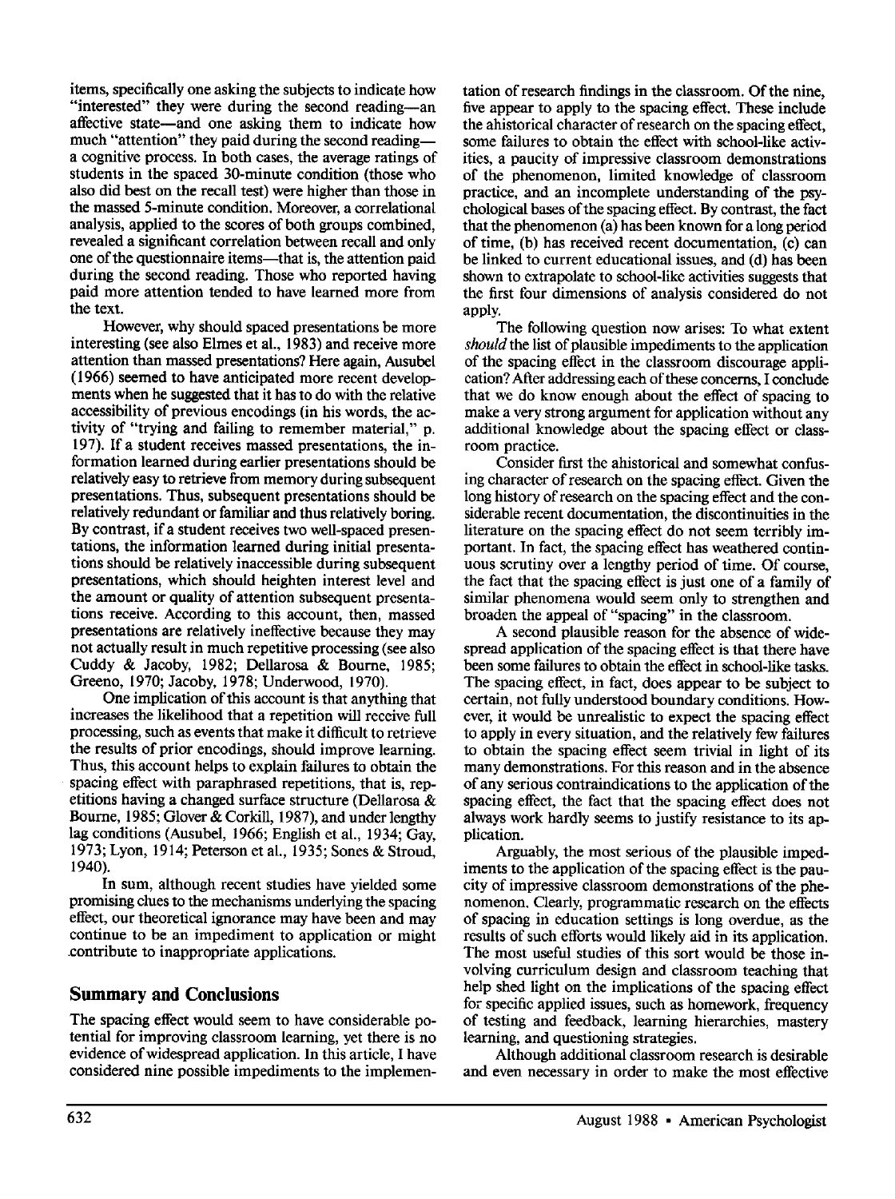items, specifically one asking the subjects to indicate how "interested" they were during the second reading—an affective state—and one asking them to indicate how much "attention" they paid during the second reading—a cognitive process. In both cases, the average ratings of students in the spaced 30-minute condition (those who also did best on the recall test) were higher than those in the massed 5-minute condition. Moreover, a correlational analysis, applied to the scores of both groups combined, revealed a significant correlation between recall and only one of the questionnaire items—that is, the attention paid during the second reading. Those who reported having paid more attention tended to have learned more from the text.

However, why should spaced presentations be more interesting (see also Elmes et al., 1983) and receive more attention than massed presentations? Here again, Ausubel (1966) seemed to have anticipated more recent developments when he suggested that it has to do with the relative accessibility of previous encodings (in his words, the activity of "trying and failing to remember material," p. 197). If a student receives massed presentations, the information learned during earlier presentations should be relatively easy to retrieve from memory during subsequent presentations. Thus, subsequent presentations should be relatively redundant or familiar and thus relatively boring. By contrast, if a student receives two well-spaced presentations, the information learned during initial presentations should be relatively inaccessible during subsequent presentations, which should heighten interest level and the amount or quality of attention subsequent presentations receive. According to this account, then, massed presentations are relatively ineffective because they may not actually result in much repetitive processing (see also Cuddy & Jacoby, 1982; Dellarosa & Bourne, 1985; Greeno, 1970; Jacoby, 1978; Underwood, 1970).

One implication of this account is that anything that increases the likelihood that a repetition will receive full processing, such as events that make it difficult to retrieve the results of prior encodings, should improve learning. Thus, this account helps to explain failures to obtain the spacing effect with paraphrased repetitions, that is, repetitions having a changed surface structure (Dellarosa & Bourne, 1985; Glover & Corkill, 1987), and under lengthy lag conditions (Ausubel, 1966; English et al., 1934; Gay, 1973; Lyon, 1914; Peterson et al., 1935; Sones & Stroud, 1940).

In sum, although recent studies have yielded some promising clues to the mechanisms underlying the spacing effect, our theoretical ignorance may have been and may continue to be an impediment to application or might contribute to inappropriate applications.

## Summary and Conclusions

The spacing effect would seem to have considerable potential for improving classroom learning, yet there is no evidence of widespread application. In this article, I have considered nine possible impediments to the implementation of research findings in the classroom. Of the nine, five appear to apply to the spacing effect. These include the ahistorical character of research on the spacing effect, some failures to obtain the effect with school-like activities, a paucity of impressive classroom demonstrations of the phenomenon, limited knowledge of classroom practice, and an incomplete understanding of the psychological bases of the spacing effect. By contrast, the fact that the phenomenon (a) has been known for a long period of time, (b) has received recent documentation, (c) can be linked to current educational issues, and (d) has been shown to extrapolate to school-like activities suggests that the first four dimensions of analysis considered do not apply.

The following question now arises: To what extent *should* the list of plausible impediments to the application of the spacing effect in the classroom discourage application? After addressing each of these concerns, I conclude that we do know enough about the effect of spacing to make a very strong argument for application without any additional knowledge about the spacing effect or classroom practice.

Consider first the ahistorical and somewhat confusing character of research on the spacing effect. Given the long history of research on the spacing effect and the considerable recent documentation, the discontinuities in the literature on the spacing effect do not seem terribly important. In fact, the spacing effect has weathered continuous scrutiny over a lengthy period of time. Of course, the fact that the spacing effect is just one of a family of similar phenomena would seem only to strengthen and broaden the appeal of "spacing" in the classroom.

A second plausible reason for the absence of widespread application of the spacing effect is that there have been some failures to obtain the effect in school-like tasks. The spacing effect, in fact, does appear to be subject to certain, not fully understood boundary conditions. However, it would be unrealistic to expect the spacing effect to apply in every situation, and the relatively few failures to obtain the spacing effect seem trivial in light of its many demonstrations. For this reason and in the absence of any serious contraindications to the application of the spacing effect, the fact that the spacing effect does not always work hardly seems to justify resistance to its application.

Arguably, the most serious of the plausible impediments to the application of the spacing effect is the paucity of impressive classroom demonstrations of the phenomenon. Clearly, programmatic research on the effects of spacing in education settings is long overdue, as the results of such efforts would likely aid in its application. The most useful studies of this sort would be those involving curriculum design and classroom teaching that help shed light on the implications of the spacing effect for specific applied issues, such as homework, frequency of testing and feedback, learning hierarchies, mastery learning, and questioning strategies.

Although additional classroom research is desirable and even necessary in order to make the most effective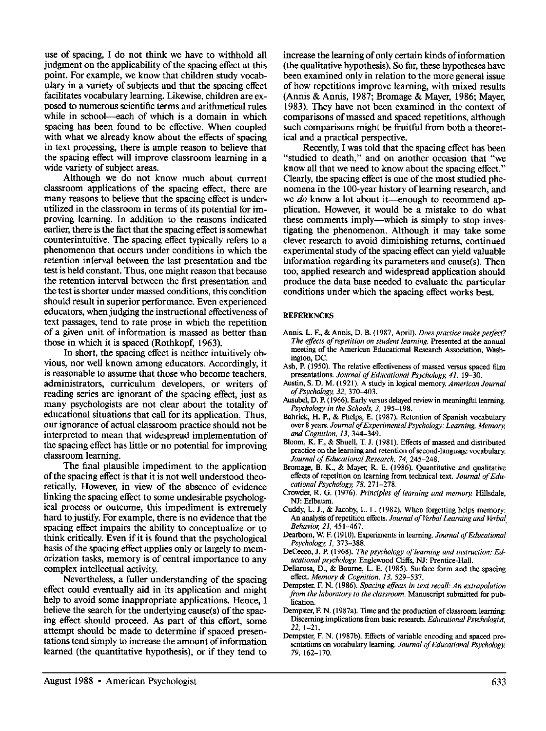use of spacing, I do not think we have to withhold all judgment on the applicability of the spacing effect at this point. For example, we know that children study vocabulary in a variety of subjects and that the spacing effect facilitates vocabulary learning. Likewise, children are exposed to numerous scientific terms and arithmetical rules while in school—each of which is a domain in which spacing has been found to be effective. When coupled with what we already know about the effects of spacing in text processing, there is ample reason to believe that the spacing effect will improve classroom learning in a wide variety of subject areas.

Although we do not know much about current classroom applications of the spacing effect, there are many reasons to believe that the spacing effect is underutilized in the classroom in terms of its potential for improving learning. In addition to the reasons indicated earlier, there is the fact that the spacing effect is somewhat counterintuitive. The spacing effect typically refers to a phenomenon that occurs under conditions in which the retention interval between the last presentation and the test is held constant. Thus, one might reason that because the retention interval between the first presentation and the test is shorter under massed conditions, this condition should result in superior performance. Even experienced educators, when judging the instructional effectiveness of text passages, tend to rate prose in which the repetition of a given unit of information is massed as better than those in which it is spaced (Rothkopf, 1963).

In short, the spacing effect is neither intuitively obvious, nor well known among educators. Accordingly, it is reasonable to assume that those who become teachers, administrators, curriculum developers, or writers of reading series are ignorant of the spacing effect, just as many psychologists are not clear about the totality of educational situations that call for its application. Thus, our ignorance of actual classroom practice should not be interpreted to mean that widespread implementation of the spacing effect has little or no potential for improving classroom learning.

The final plausible impediment to the application of the spacing effect is that it is not well understood theoretically. However, in view of the absence of evidence linking the spacing effect to some undesirable psychological process or outcome, this impediment is extremely hard to justify. For example, there is no evidence that the spacing effect impairs the ability to conceptualize or to think critically. Even if it is found that the psychological basis of the spacing effect applies only or largely to memorization tasks, memory is of central importance to any complex intellectual activity.

Nevertheless, a fuller understanding of the spacing effect could eventually aid in its application and might help to avoid some inappropriate applications. Hence, I believe the search for the underlying cause(s) of the spacing effect should proceed. As part of this effort, some attempt should be made to determine if spaced presentations tend simply to increase the amount of information learned (the quantitative hypothesis), or if they tend to increase the learning of only certain kinds of information (the qualitative hypothesis). So far, these hypotheses have been examined only in relation to the more general issue of how repetitions improve learning, with mixed results (Annis & Annis, 1987; Bromage & Mayer, 1986; Mayer, 1983). They have not been examined in the context of comparisons of massed and spaced repetitions, although such comparisons might be fruitful from both a theoretical and a practical perspective.

Recently, I was told that the spacing effect has been "studied to death," and on another occasion that "we know all that we need to know about the spacing effect." Clearly, the spacing effect is one of the most studied phenomena in the 100-year history of learning research, and we *do* know a lot about it—enough to recommend application. However, it would be a mistake to do what these comments imply—which is simply to stop investigating the phenomenon. Although it may take some clever research to avoid diminishing returns, continued experimental study of the spacing effect can yield valuable information regarding its parameters and cause(s). Then too, applied research and widespread application should produce the data base needed to evaluate the particular conditions under which the spacing effect works best.

## REFERENCES

Annis, L. F., & Annis, D. B. (1987, April). *Does practice make perfect? The effects of repetition on student learning.* Presented at the annual meeting of the American Educational Research Association, Washington, DC.

Ash, P. (1950). The relative effectiveness of massed versus spaced film presentations. *Journal of Educational Psychology, 41,* 19–30.

Austin, S. D. M. (1921). A study in logical memory. *American Journal of Psychology, 32,* 370–403.

Ausubel, D. P. (1966). Early versus delayed review in meaningful learning. *Psychology in the Schools, 3,* 195–198.

Bahrick, H. P., & Phelps, E. (1987). Retention of Spanish vocabulary over 8 years. *Journal of Experimental Psychology: Learning, Memory, and Cognition, 13,* 344–349.

Bloom, K. F., & Shuell, T. J. (1981). Effects of massed and distributed practice on the learning and retention of second-language vocabulary. *Journal of Educational Research, 74,* 245–248.

Bromage, B. K., & Mayer, R. E. (1986). Quantitative and qualitative effects of repetition on learning from technical text. *Journal of Educational Psychology, 78,* 271–278.

Crowder, R. G. (1976). *Principles of learning and memory.* Hillsdale, NJ: Erlbaum.

Cuddy, L. J., & Jacoby, L. L. (1982). When forgetting helps memory: An analysis of repetition effects. *Journal of Verbal Learning and Verbal Behavior, 21,* 451–467.

Dearborn, W. F. (1910). Experiments in learning. *Journal of Educational Psychology, 1,* 373–388.

DeCecco, J. P. (1968). *The psychology of learning and instruction: Educational psychology.* Englewood Cliffs, NJ: Prentice-Hall.

Dellarosa, D., & Bourne, L. E. (1985). Surface form and the spacing effect. *Memory & Cognition, 13,* 529–537.

Dempster, F. N. (1986). *Spacing effects in text recall: An extrapolation from the laboratory to the classroom.* Manuscript submitted for publication.

Dempster, F. N. (1987a). Time and the production of classroom learning: Discerning implications from basic research. *Educational Psychologist, 22,* 1–21.

Dempster, F. N. (1987b). Effects of variable encoding and spaced presentations on vocabulary learning. *Journal of Educational Psychology, 79,* 162–170.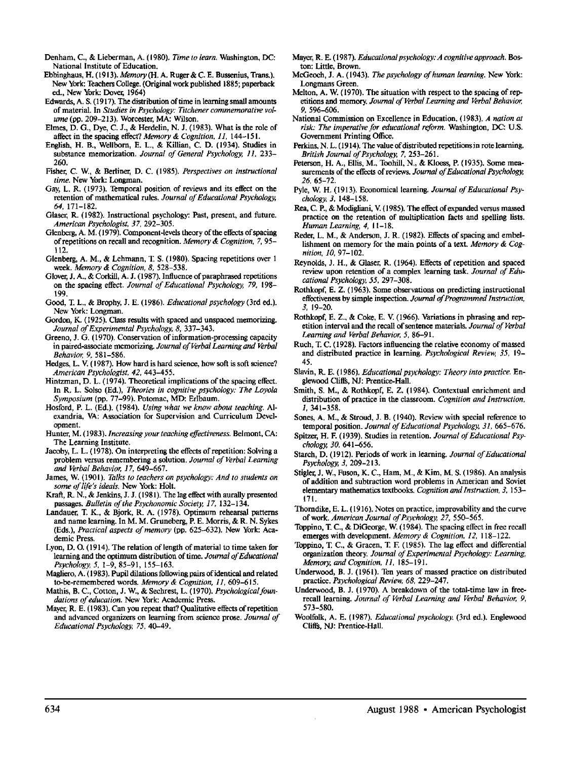Denham, C., & Lieberman, A. (1980). *Time to learn.* Washington, DC: National Institute of Education.

Ebbinghaus, H. (1913). *Memory* (H. A. Ruger & C. E. Bussenius, Trans.). New York: Teachers College. (Original work published 1885; paperback ed., New York: Dover, 1964)

Edwards, A. S. (1917). The distribution of time in learning small amounts of material. In *Studies in Psychology: Titchener commemorative volume* (pp. 209–213). Worcester, MA: Wilson.

Elmes, D. G., Dye, C. J., & Herdelin, N. J. (1983). What is the role of affect in the spacing effect? *Memory & Cognition, 11,* 144–151.

English, H. B., Wellborn, E. L., & Killian, C. D. (1934). Studies in substance memorization. *Journal of General Psychology, 11,* 233–260.

Fisher, C. W., & Berliner, D. C. (1985). *Perspectives on instructional time.* New York: Longman.

Gay, L. R. (1973). Temporal position of reviews and its effect on the retention of mathematical rules. *Journal of Educational Psychology, 64,* 171–182.

Glaser, R. (1982). Instructional psychology: Past, present, and future. *American Psychologist, 37,* 292–305.

Glenberg, A. M. (1979). Component-levels theory of the effects of spacing of repetitions on recall and recognition. *Memory & Cognition, 7,* 95–112.

Glenberg, A. M., & Lehmann, T. S. (1980). Spacing repetitions over 1 week. *Memory & Cognition, 8,* 528–538.

Glover, J. A., & Corkill, A. J. (1987). Influence of paraphrased repetitions on the spacing effect. *Journal of Educational Psychology, 79,* 198–199.

Good, T. L., & Brophy, J. E. (1986). *Educational psychology* (3rd ed.). New York: Longman.

Gordon, K. (1925). Class results with spaced and unspaced memorizing. *Journal of Experimental Psychology, 8,* 337–343.

Greeno, J. G. (1970). Conservation of information-processing capacity in paired-associate memorizing. *Journal of Verbal Learning and Verbal Behavior, 9,* 581–586.

Hedges, L. V. (1987). How hard is hard science, how soft is soft science? *American Psychologist, 42,* 443–455.

Hintzman, D. L. (1974). Theoretical implications of the spacing effect. In R. L. Solso (Ed.), *Theories in cognitive psychology: The Loyola Symposium* (pp. 77–99). Potomac, MD: Erlbaum.

Hosford, P. L. (Ed.). (1984). *Using what we know about teaching.* Alexandria, VA: Association for Supervision and Curriculum Development.

Hunter, M. (1983). *Increasing your teaching effectiveness.* Belmont, CA: The Learning Institute.

Jacoby, L. L. (1978). On interpreting the effects of repetition: Solving a problem versus remembering a solution. *Journal of Verbal Learning and Verbal Behavior, 17,* 649–667.

James, W. (1901). *Talks to teachers on psychology: And to students on some of life's ideals.* New York: Holt.

Kraft, R. N., & Jenkins, J. J. (1981). The lag effect with aurally presented passages. *Bulletin of the Psychonomic Society, 17,* 132–134.

Landauer, T. K., & Bjork, R. A. (1978). Optimum rehearsal patterns and name learning. In M. M. Gruneberg, P. E. Morris, & R. N. Sykes (Eds.), *Practical aspects of memory* (pp. 625–632). New York: Academic Press.

Lyon, D. O. (1914). The relation of length of material to time taken for learning and the optimum distribution of time. *Journal of Educational Psychology, 5,* 1–9, 85–91, 155–163.

Magliero, A. (1983). Pupil dilations following pairs of identical and related to-be-remembered words. *Memory & Cognition, 11,* 609–615.

Mathis, B. C., Cotton, J. W., & Sechrest, L. (1970). *Psychological foundations of education.* New York: Academic Press.

Mayer, R. E. (1983). Can you repeat that? Qualitative effects of repetition and advanced organizers on learning from science prose. *Journal of Educational Psychology, 75,* 40–49.

Mayer, R. E. (1987). *Educational psychology: A cognitive approach.* Boston: Little, Brown.

McGeoch, J. A. (1943). *The psychology of human learning.* New York: Longmans Green.

Melton, A. W. (1970). The situation with respect to the spacing of repetitions and memory. *Journal of Verbal Learning and Verbal Behavior, 9,* 596–606.

National Commission on Excellence in Education. (1983). *A nation at risk: The imperative for educational reform.* Washington, DC: U.S. Government Printing Office.

Perkins, N. L. (1914). The value of distributed repetitions in rote learning. *British Journal of Psychology, 7,* 253–261.

Peterson, H. A., Ellis, M., Toohill, N., & Kloess, P. (1935). Some measurements of the effects of reviews. *Journal of Educational Psychology, 26,* 65–72.

Pyle, W. H. (1913). Economical learning. *Journal of Educational Psychology, 3,* 148–158.

Rea, C. P., & Modigliani, V. (1985). The effect of expanded versus massed practice on the retention of multiplication facts and spelling lists. *Human Learning, 4,* 11–18.

Reder, L. M., & Anderson, J. R. (1982). Effects of spacing and embellishment on memory for the main points of a text. *Memory & Cognition, 10,* 97–102.

Reynolds, J. H., & Glaser, R. (1964). Effects of repetition and spaced review upon retention of a complex learning task. *Journal of Educational Psychology, 55,* 297–308.

Rothkopf, E. Z. (1963). Some observations on predicting instructional effectiveness by simple inspection. *Journal of Programmed Instruction, 3,* 19–20.

Rothkopf, E. Z., & Coke, E. V. (1966). Variations in phrasing and repetition interval and the recall of sentence materials. *Journal of Verbal Learning and Verbal Behavior, 5,* 86–91.

Ruch, T. C. (1928). Factors influencing the relative economy of massed and distributed practice in learning. *Psychological Review, 35,* 19–45.

Slavin, R. E. (1986). *Educational psychology: Theory into practice.* Englewood Cliffs, NJ: Prentice-Hall.

Smith, S. M., & Rothkopf, E. Z. (1984). Contextual enrichment and distribution of practice in the classroom. *Cognition and Instruction, 1,* 341–358.

Sones, A. M., & Stroud, J. B. (1940). Review with special reference to temporal position. *Journal of Experimental Psychology, 31,* 665–676.

Spitzer, H. F. (1939). Studies in retention. *Journal of Educational Psychology, 30,* 641–656.

Starch, D. (1912). Periods of work in learning. *Journal of Educational Psychology, 3,* 209–213.

Stigler, J. W., Fuson, K. C., Ham, M., & Kim, M. S. (1986). An analysis of addition and subtraction word problems in American and Soviet elementary mathematics textbooks. *Cognition and Instruction, 3,* 153–171.

Thorndike, E. L. (1916). Notes on practice, improvability and the curve of work. *American Journal of Psychology, 27,* 550–565.

Toppino, T. C., & DiGeorge, W. (1984). The spacing effect in free recall emerges with development. *Memory & Cognition, 12,* 118–122.

Toppino, T. C., & Gracen, T. F. (1985). The lag effect and differential organization theory. *Journal of Experimental Psychology: Learning, Memory, and Cognition, 11,* 185–191.

Underwood, B. J. (1961). Ten years of massed practice on distributed practice. *Psychological Review, 68,* 229–247.

Underwood, B. J. (1970). A breakdown of the total-time law in free-recall learning. *Journal of Verbal Learning and Verbal Behavior, 9,* 573–580.

Woolfolk, A. E. (1987). *Educational psychology.* (3rd ed.). Englewood Cliffs, NJ: Prentice-Hall.